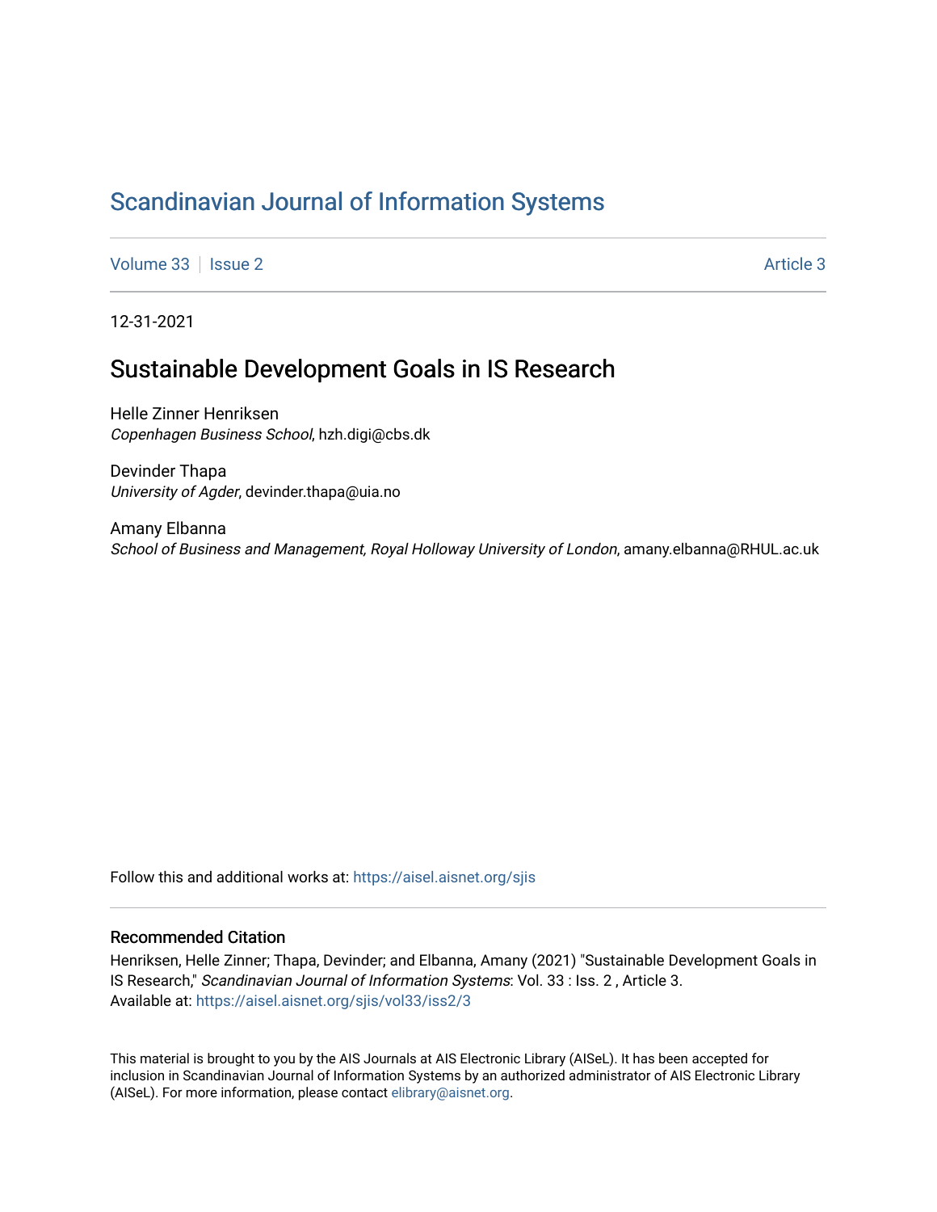# Scandinavian Journal of Information Systems

Volume 33 | Issue 2 | Article 3

12-31-2021

## Sustainable Development Goals in IS Research

Helle Zinner Henriksen
*Copenhagen Business School*, hzh.digi@cbs.dk

Devinder Thapa
*University of Agder*, devinder.thapa@uia.no

Amany Elbanna
*School of Business and Management, Royal Holloway University of London*, amany.elbanna@RHUL.ac.uk

Follow this and additional works at: https://aisel.aisnet.org/sjis

### Recommended Citation

Henriksen, Helle Zinner; Thapa, Devinder; and Elbanna, Amany (2021) "Sustainable Development Goals in IS Research," *Scandinavian Journal of Information Systems*: Vol. 33 : Iss. 2 , Article 3.
Available at: https://aisel.aisnet.org/sjis/vol33/iss2/3

This material is brought to you by the AIS Journals at AIS Electronic Library (AISeL). It has been accepted for inclusion in Scandinavian Journal of Information Systems by an authorized administrator of AIS Electronic Library (AISeL). For more information, please contact elibrary@aisnet.org.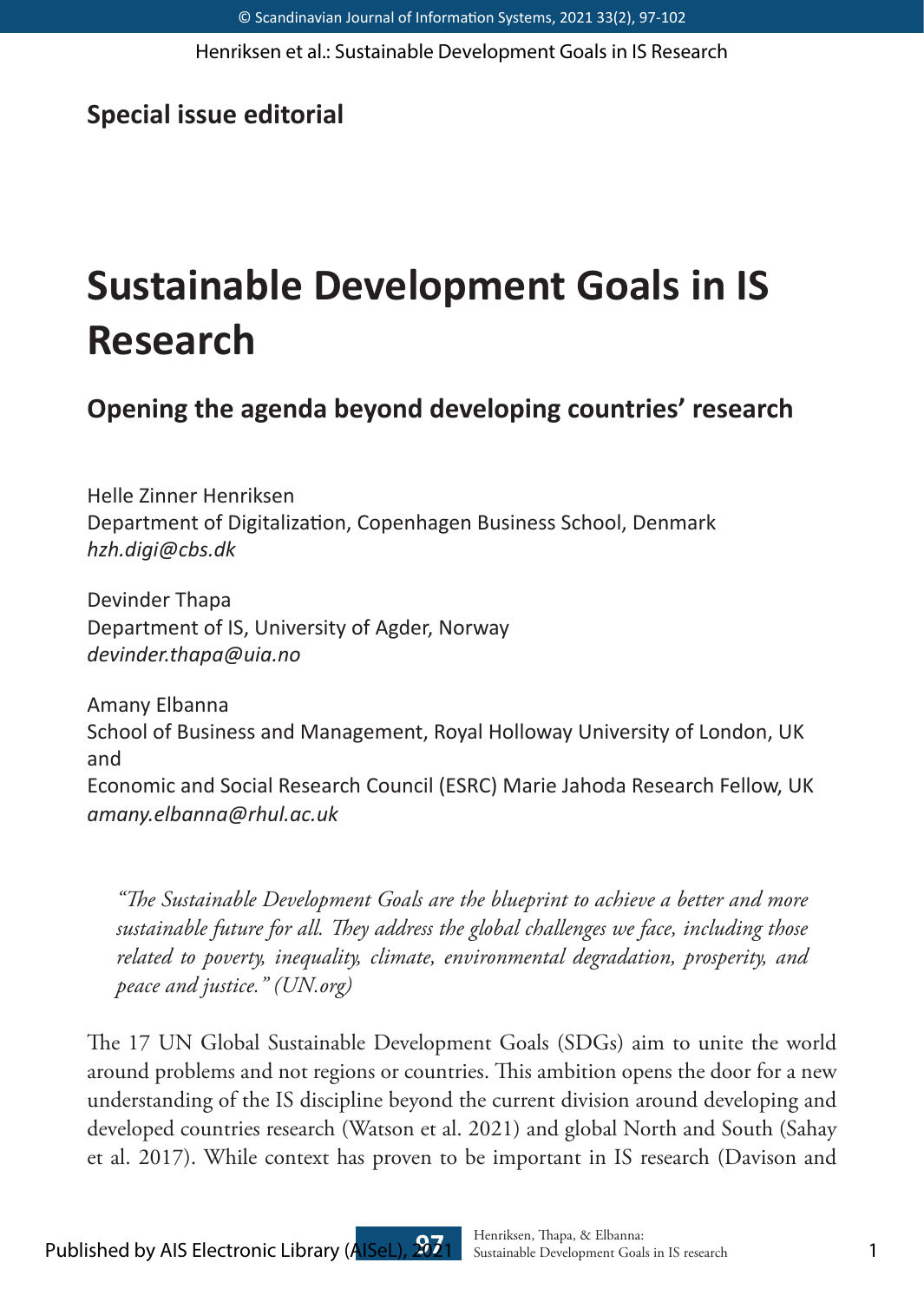## Special issue editorial

# Sustainable Development Goals in IS Research

## Opening the agenda beyond developing countries' research

Helle Zinner Henriksen
Department of Digitalization, Copenhagen Business School, Denmark
*hzh.digi@cbs.dk*

Devinder Thapa
Department of IS, University of Agder, Norway
*devinder.thapa@uia.no*

Amany Elbanna
School of Business and Management, Royal Holloway University of London, UK
and
Economic and Social Research Council (ESRC) Marie Jahoda Research Fellow, UK
*amany.elbanna@rhul.ac.uk*

> *"The Sustainable Development Goals are the blueprint to achieve a better and more sustainable future for all. They address the global challenges we face, including those related to poverty, inequality, climate, environmental degradation, prosperity, and peace and justice." (UN.org)*

The 17 UN Global Sustainable Development Goals (SDGs) aim to unite the world around problems and not regions or countries. This ambition opens the door for a new understanding of the IS discipline beyond the current division around developing and developed countries research (Watson et al. 2021) and global North and South (Sahay et al. 2017). While context has proven to be important in IS research (Davison and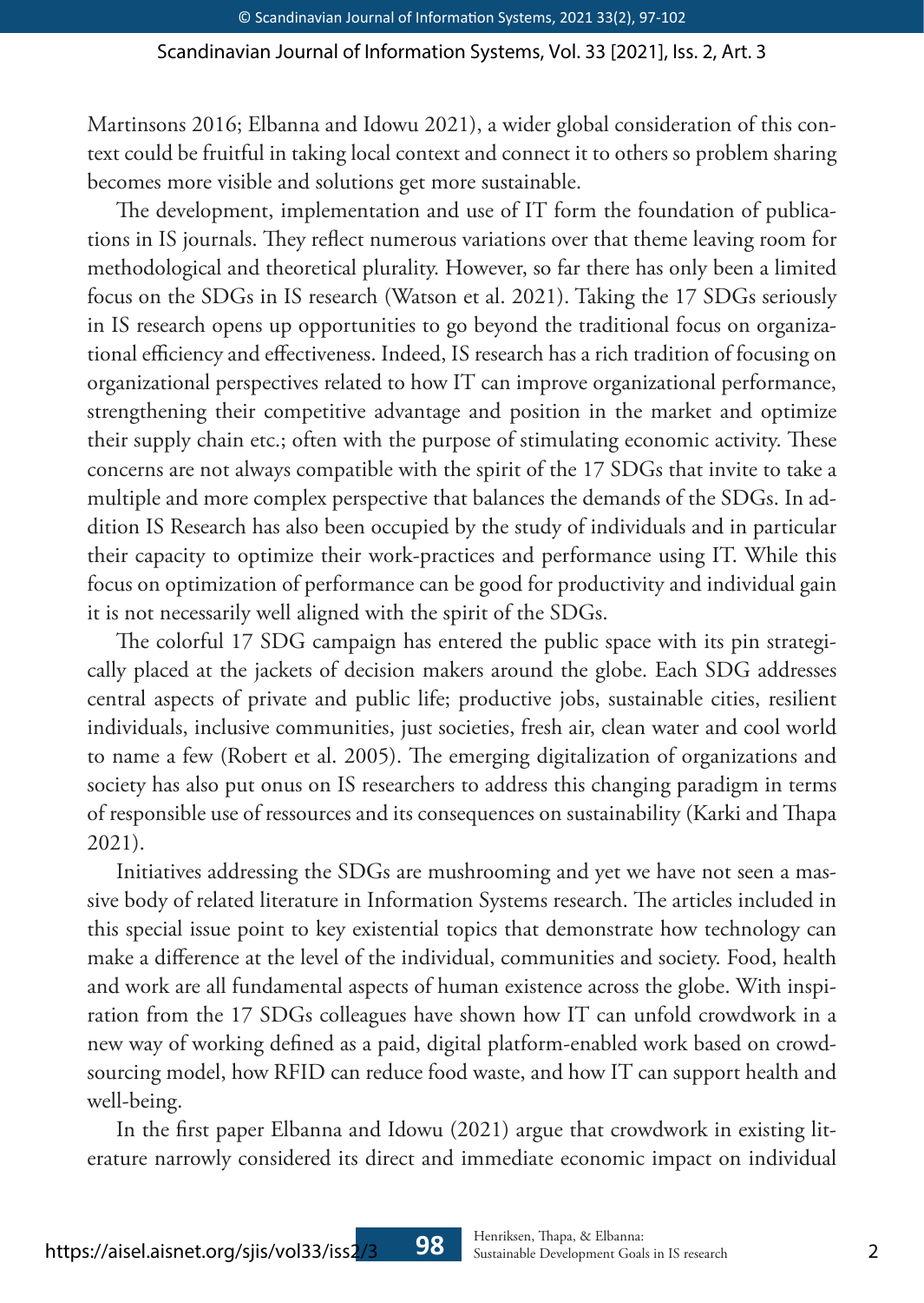Martinsons 2016; Elbanna and Idowu 2021), a wider global consideration of this context could be fruitful in taking local context and connect it to others so problem sharing becomes more visible and solutions get more sustainable.

The development, implementation and use of IT form the foundation of publications in IS journals. They reflect numerous variations over that theme leaving room for methodological and theoretical plurality. However, so far there has only been a limited focus on the SDGs in IS research (Watson et al. 2021). Taking the 17 SDGs seriously in IS research opens up opportunities to go beyond the traditional focus on organizational efficiency and effectiveness. Indeed, IS research has a rich tradition of focusing on organizational perspectives related to how IT can improve organizational performance, strengthening their competitive advantage and position in the market and optimize their supply chain etc.; often with the purpose of stimulating economic activity. These concerns are not always compatible with the spirit of the 17 SDGs that invite to take a multiple and more complex perspective that balances the demands of the SDGs. In addition IS Research has also been occupied by the study of individuals and in particular their capacity to optimize their work-practices and performance using IT. While this focus on optimization of performance can be good for productivity and individual gain it is not necessarily well aligned with the spirit of the SDGs.

The colorful 17 SDG campaign has entered the public space with its pin strategically placed at the jackets of decision makers around the globe. Each SDG addresses central aspects of private and public life; productive jobs, sustainable cities, resilient individuals, inclusive communities, just societies, fresh air, clean water and cool world to name a few (Robert et al. 2005). The emerging digitalization of organizations and society has also put onus on IS researchers to address this changing paradigm in terms of responsible use of ressources and its consequences on sustainability (Karki and Thapa 2021).

Initiatives addressing the SDGs are mushrooming and yet we have not seen a massive body of related literature in Information Systems research. The articles included in this special issue point to key existential topics that demonstrate how technology can make a difference at the level of the individual, communities and society. Food, health and work are all fundamental aspects of human existence across the globe. With inspiration from the 17 SDGs colleagues have shown how IT can unfold crowdwork in a new way of working defined as a paid, digital platform-enabled work based on crowdsourcing model, how RFID can reduce food waste, and how IT can support health and well-being.

In the first paper Elbanna and Idowu (2021) argue that crowdwork in existing literature narrowly considered its direct and immediate economic impact on individual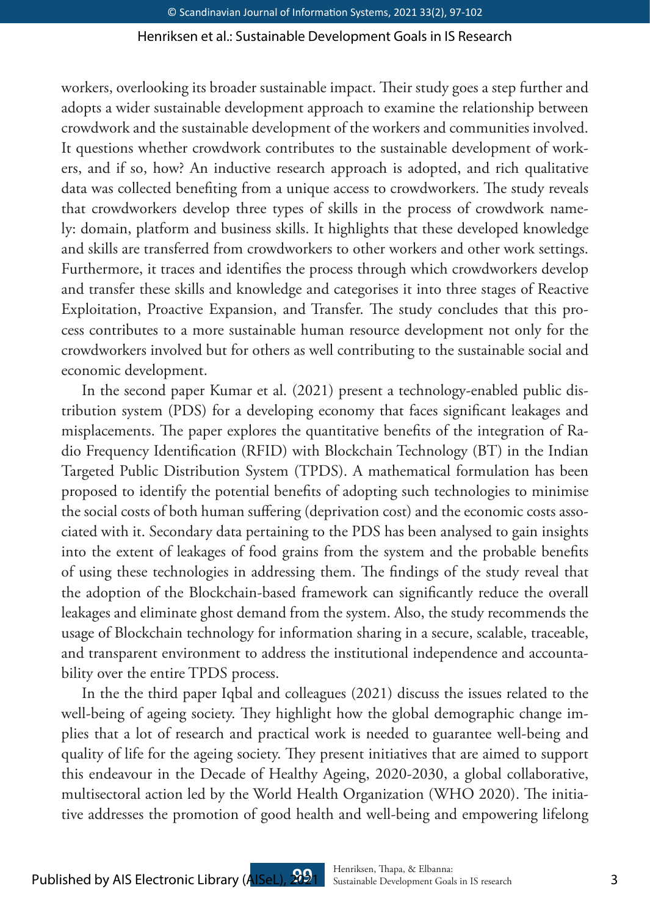workers, overlooking its broader sustainable impact. Their study goes a step further and adopts a wider sustainable development approach to examine the relationship between crowdwork and the sustainable development of the workers and communities involved. It questions whether crowdwork contributes to the sustainable development of workers, and if so, how? An inductive research approach is adopted, and rich qualitative data was collected benefiting from a unique access to crowdworkers. The study reveals that crowdworkers develop three types of skills in the process of crowdwork namely: domain, platform and business skills. It highlights that these developed knowledge and skills are transferred from crowdworkers to other workers and other work settings. Furthermore, it traces and identifies the process through which crowdworkers develop and transfer these skills and knowledge and categorises it into three stages of Reactive Exploitation, Proactive Expansion, and Transfer. The study concludes that this process contributes to a more sustainable human resource development not only for the crowdworkers involved but for others as well contributing to the sustainable social and economic development.

In the second paper Kumar et al. (2021) present a technology-enabled public distribution system (PDS) for a developing economy that faces significant leakages and misplacements. The paper explores the quantitative benefits of the integration of Radio Frequency Identification (RFID) with Blockchain Technology (BT) in the Indian Targeted Public Distribution System (TPDS). A mathematical formulation has been proposed to identify the potential benefits of adopting such technologies to minimise the social costs of both human suffering (deprivation cost) and the economic costs associated with it. Secondary data pertaining to the PDS has been analysed to gain insights into the extent of leakages of food grains from the system and the probable benefits of using these technologies in addressing them. The findings of the study reveal that the adoption of the Blockchain-based framework can significantly reduce the overall leakages and eliminate ghost demand from the system. Also, the study recommends the usage of Blockchain technology for information sharing in a secure, scalable, traceable, and transparent environment to address the institutional independence and accountability over the entire TPDS process.

In the the third paper Iqbal and colleagues (2021) discuss the issues related to the well-being of ageing society. They highlight how the global demographic change implies that a lot of research and practical work is needed to guarantee well-being and quality of life for the ageing society. They present initiatives that are aimed to support this endeavour in the Decade of Healthy Ageing, 2020-2030, a global collaborative, multisectoral action led by the World Health Organization (WHO 2020). The initiative addresses the promotion of good health and well-being and empowering lifelong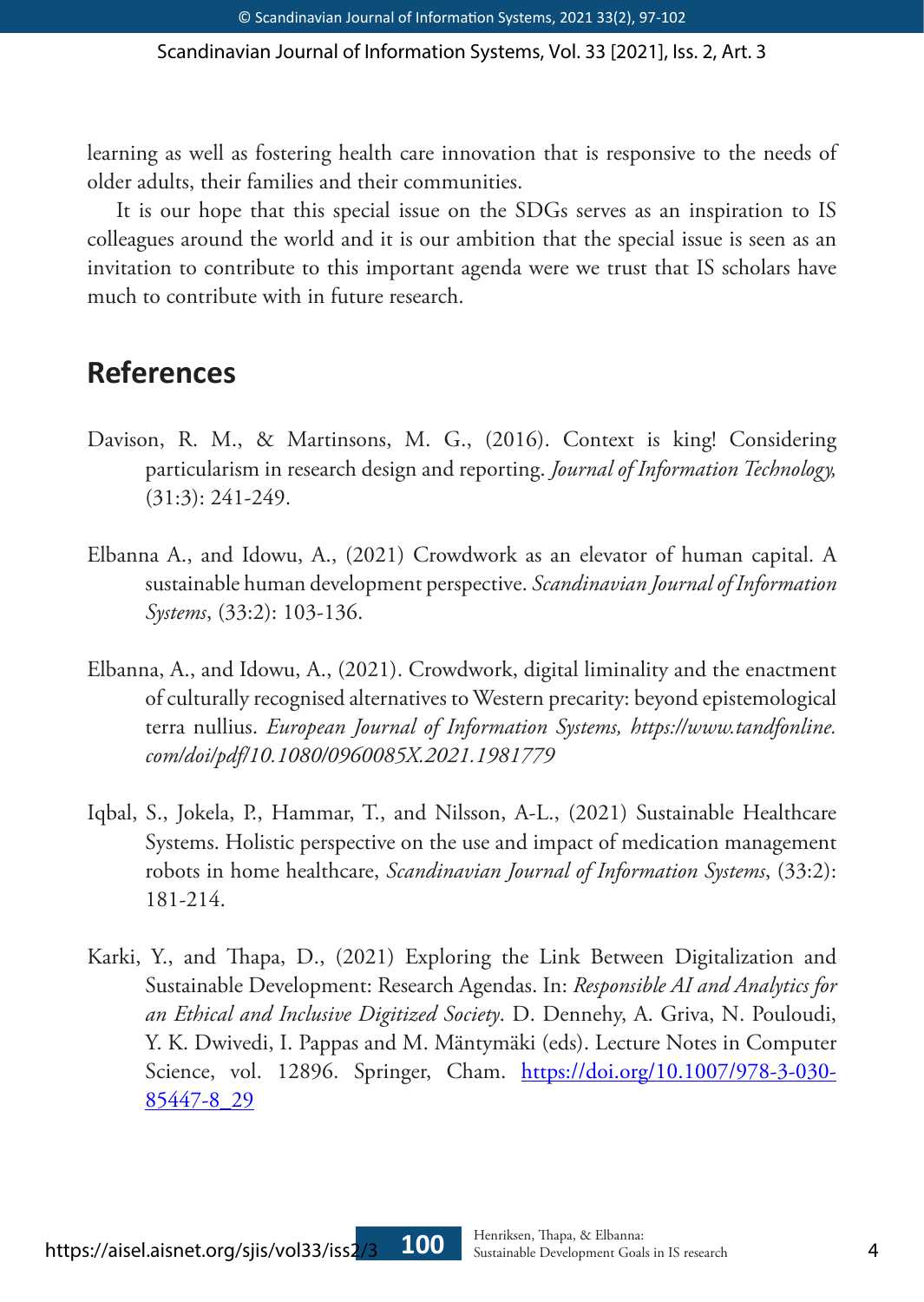learning as well as fostering health care innovation that is responsive to the needs of older adults, their families and their communities.

It is our hope that this special issue on the SDGs serves as an inspiration to IS colleagues around the world and it is our ambition that the special issue is seen as an invitation to contribute to this important agenda were we trust that IS scholars have much to contribute with in future research.

## References

Davison, R. M., & Martinsons, M. G., (2016). Context is king! Considering particularism in research design and reporting. *Journal of Information Technology,* (31:3): 241-249.

Elbanna A., and Idowu, A., (2021) Crowdwork as an elevator of human capital. A sustainable human development perspective. *Scandinavian Journal of Information Systems*, (33:2): 103-136.

Elbanna, A., and Idowu, A., (2021). Crowdwork, digital liminality and the enactment of culturally recognised alternatives to Western precarity: beyond epistemological terra nullius. *European Journal of Information Systems, https://www.tandfonline.com/doi/pdf/10.1080/0960085X.2021.1981779*

Iqbal, S., Jokela, P., Hammar, T., and Nilsson, A-L., (2021) Sustainable Healthcare Systems. Holistic perspective on the use and impact of medication management robots in home healthcare, *Scandinavian Journal of Information Systems*, (33:2): 181-214.

Karki, Y., and Thapa, D., (2021) Exploring the Link Between Digitalization and Sustainable Development: Research Agendas. In: *Responsible AI and Analytics for an Ethical and Inclusive Digitized Society*. D. Dennehy, A. Griva, N. Pouloudi, Y. K. Dwivedi, I. Pappas and M. Mäntymäki (eds). Lecture Notes in Computer Science, vol. 12896. Springer, Cham. https://doi.org/10.1007/978-3-030-85447-8_29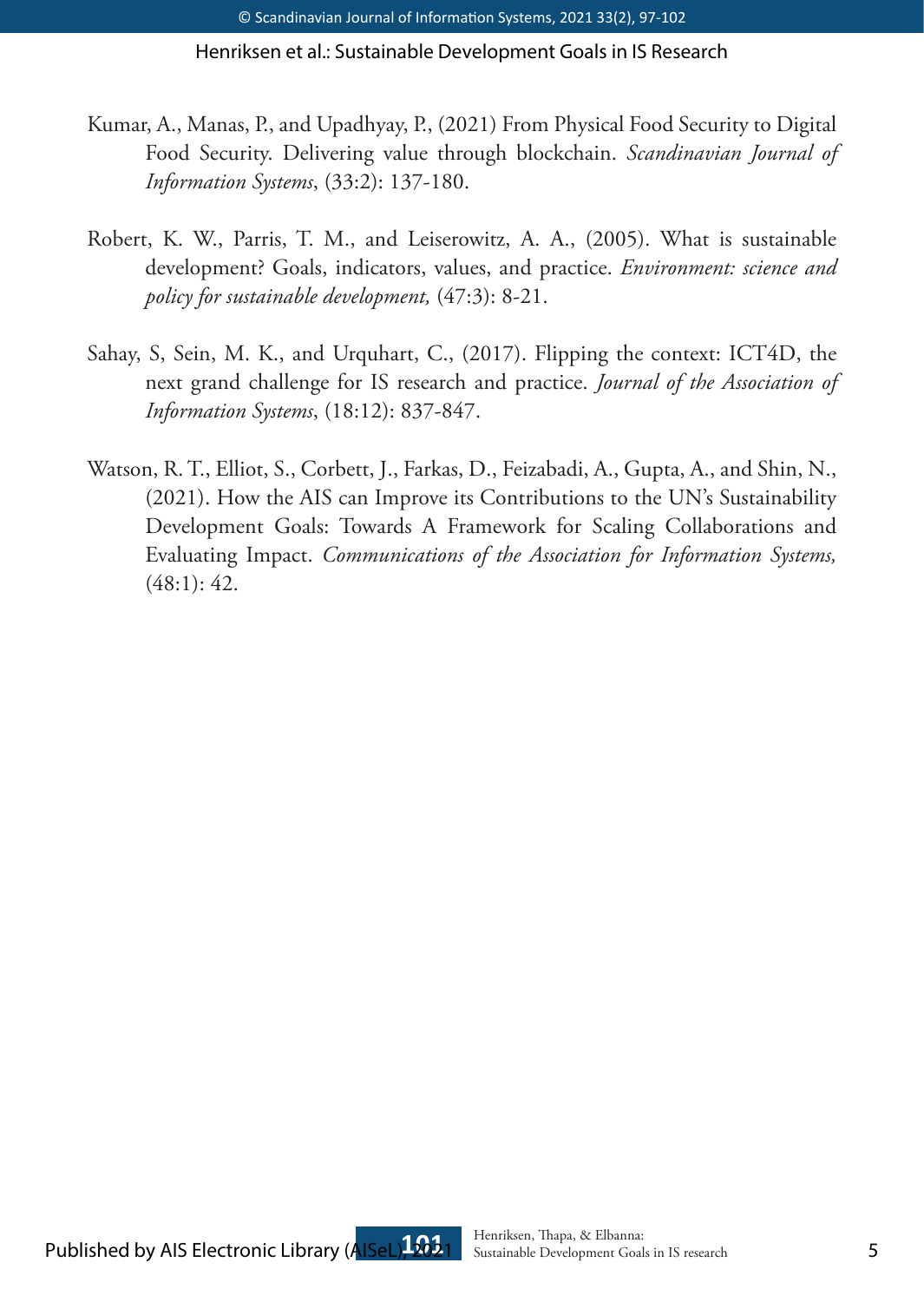Kumar, A., Manas, P., and Upadhyay, P., (2021) From Physical Food Security to Digital Food Security. Delivering value through blockchain. *Scandinavian Journal of Information Systems*, (33:2): 137-180.

Robert, K. W., Parris, T. M., and Leiserowitz, A. A., (2005). What is sustainable development? Goals, indicators, values, and practice. *Environment: science and policy for sustainable development,* (47:3): 8-21.

Sahay, S, Sein, M. K., and Urquhart, C., (2017). Flipping the context: ICT4D, the next grand challenge for IS research and practice. *Journal of the Association of Information Systems*, (18:12): 837-847.

Watson, R. T., Elliot, S., Corbett, J., Farkas, D., Feizabadi, A., Gupta, A., and Shin, N., (2021). How the AIS can Improve its Contributions to the UN's Sustainability Development Goals: Towards A Framework for Scaling Collaborations and Evaluating Impact. *Communications of the Association for Information Systems,* (48:1): 42.